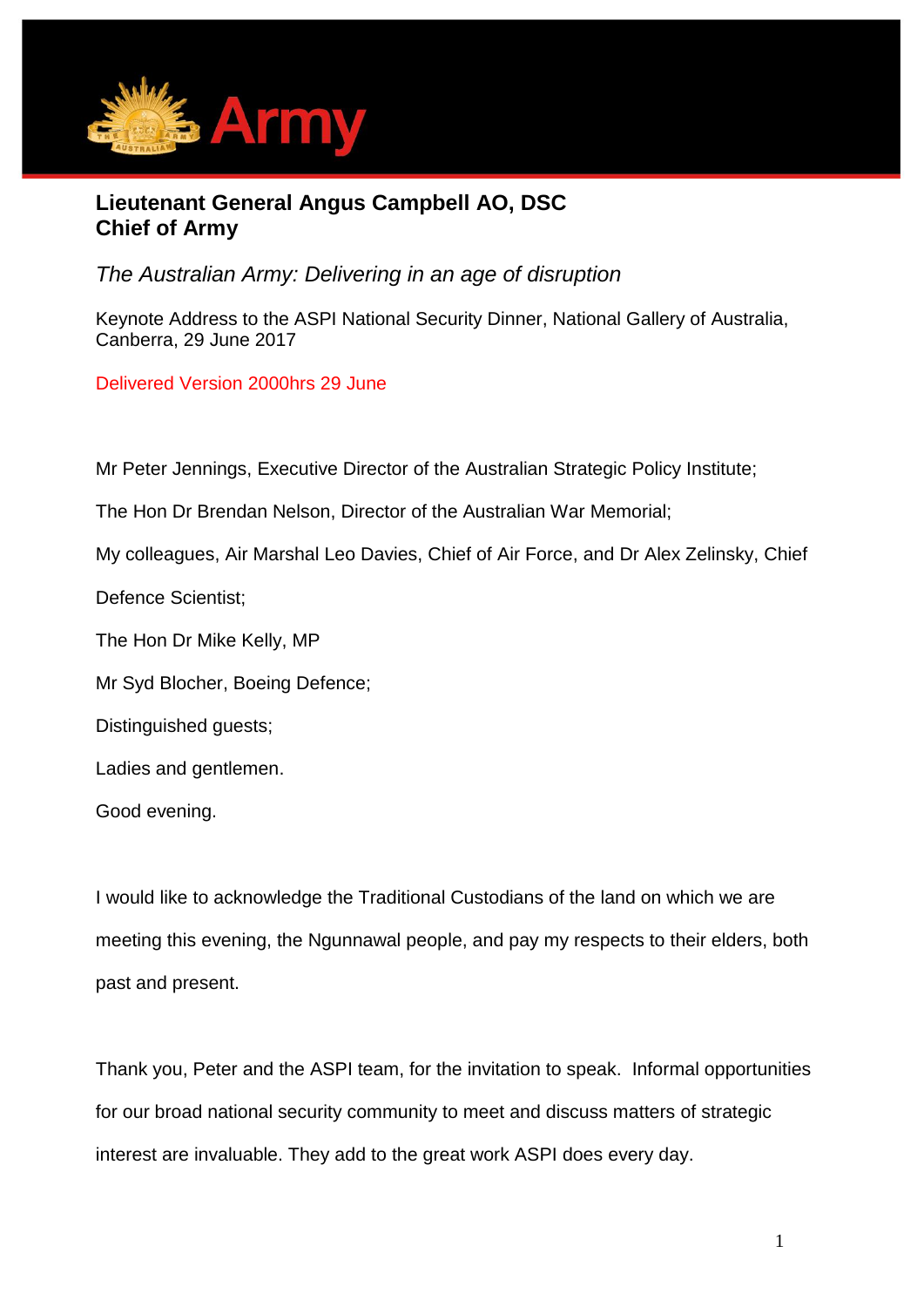**Lieutenant General Angus Campbell AO, DSC**
**Chief of Army**

*The Australian Army: Delivering in an age of disruption*

Keynote Address to the ASPI National Security Dinner, National Gallery of Australia, Canberra, 29 June 2017

Delivered Version 2000hrs 29 June

Mr Peter Jennings, Executive Director of the Australian Strategic Policy Institute;

The Hon Dr Brendan Nelson, Director of the Australian War Memorial;

My colleagues, Air Marshal Leo Davies, Chief of Air Force, and Dr Alex Zelinsky, Chief Defence Scientist;

The Hon Dr Mike Kelly, MP

Mr Syd Blocher, Boeing Defence;

Distinguished guests;

Ladies and gentlemen.

Good evening.

I would like to acknowledge the Traditional Custodians of the land on which we are meeting this evening, the Ngunnawal people, and pay my respects to their elders, both past and present.

Thank you, Peter and the ASPI team, for the invitation to speak. Informal opportunities for our broad national security community to meet and discuss matters of strategic interest are invaluable. They add to the great work ASPI does every day.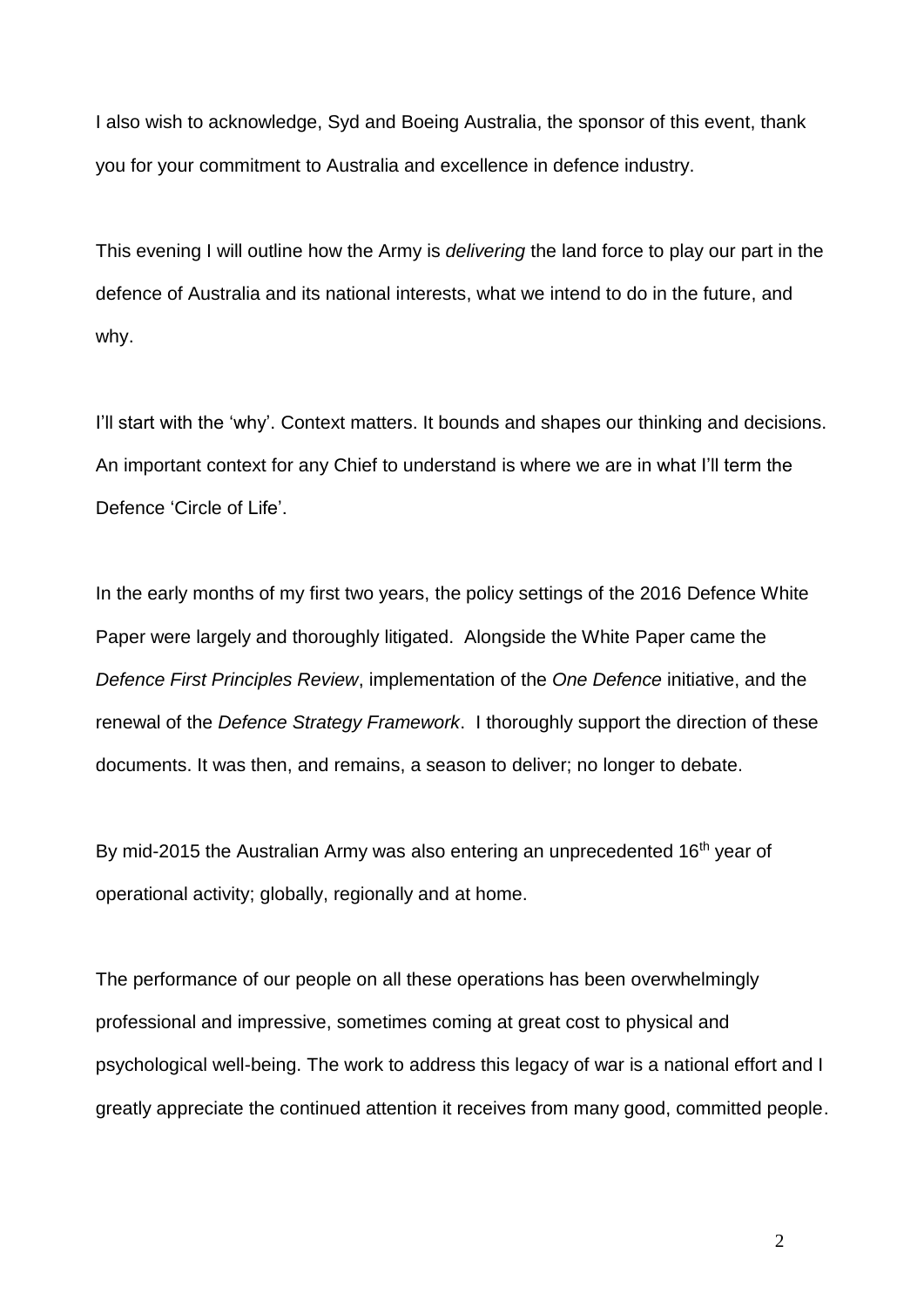I also wish to acknowledge, Syd and Boeing Australia, the sponsor of this event, thank you for your commitment to Australia and excellence in defence industry.

This evening I will outline how the Army is *delivering* the land force to play our part in the defence of Australia and its national interests, what we intend to do in the future, and why.

I'll start with the 'why'. Context matters. It bounds and shapes our thinking and decisions. An important context for any Chief to understand is where we are in what I'll term the Defence 'Circle of Life'.

In the early months of my first two years, the policy settings of the 2016 Defence White Paper were largely and thoroughly litigated. Alongside the White Paper came the *Defence First Principles Review*, implementation of the *One Defence* initiative, and the renewal of the *Defence Strategy Framework*. I thoroughly support the direction of these documents. It was then, and remains, a season to deliver; no longer to debate.

By mid-2015 the Australian Army was also entering an unprecedented 16th year of operational activity; globally, regionally and at home.

The performance of our people on all these operations has been overwhelmingly professional and impressive, sometimes coming at great cost to physical and psychological well-being. The work to address this legacy of war is a national effort and I greatly appreciate the continued attention it receives from many good, committed people.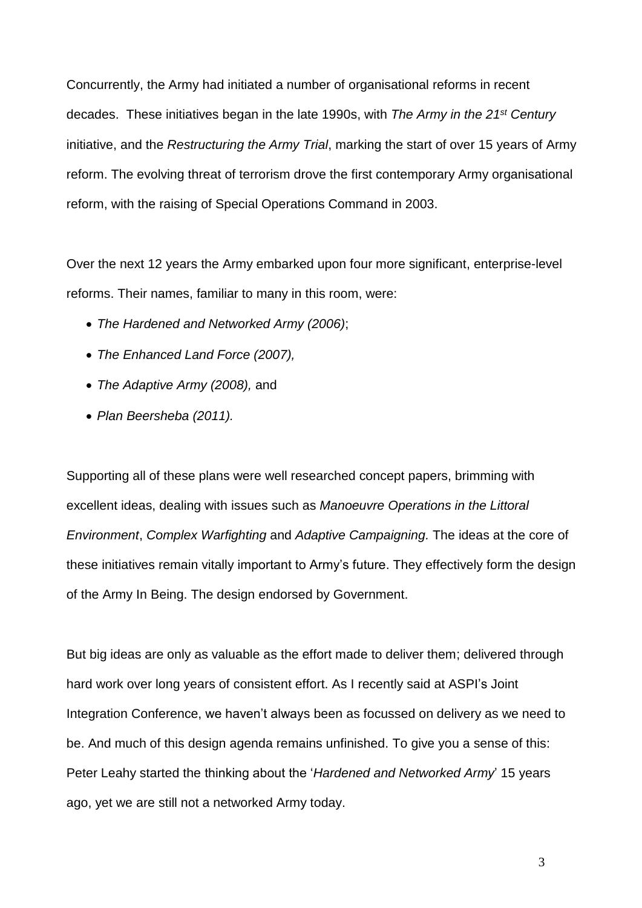Concurrently, the Army had initiated a number of organisational reforms in recent decades. These initiatives began in the late 1990s, with *The Army in the 21st Century* initiative, and the *Restructuring the Army Trial*, marking the start of over 15 years of Army reform. The evolving threat of terrorism drove the first contemporary Army organisational reform, with the raising of Special Operations Command in 2003.

Over the next 12 years the Army embarked upon four more significant, enterprise-level reforms. Their names, familiar to many in this room, were:

- *The Hardened and Networked Army (2006)*;
- *The Enhanced Land Force (2007),*
- *The Adaptive Army (2008),* and
- *Plan Beersheba (2011).*

Supporting all of these plans were well researched concept papers, brimming with excellent ideas, dealing with issues such as *Manoeuvre Operations in the Littoral Environment*, *Complex Warfighting* and *Adaptive Campaigning.* The ideas at the core of these initiatives remain vitally important to Army's future. They effectively form the design of the Army In Being. The design endorsed by Government.

But big ideas are only as valuable as the effort made to deliver them; delivered through hard work over long years of consistent effort. As I recently said at ASPI's Joint Integration Conference, we haven't always been as focussed on delivery as we need to be. And much of this design agenda remains unfinished. To give you a sense of this: Peter Leahy started the thinking about the '*Hardened and Networked Army*' 15 years ago, yet we are still not a networked Army today.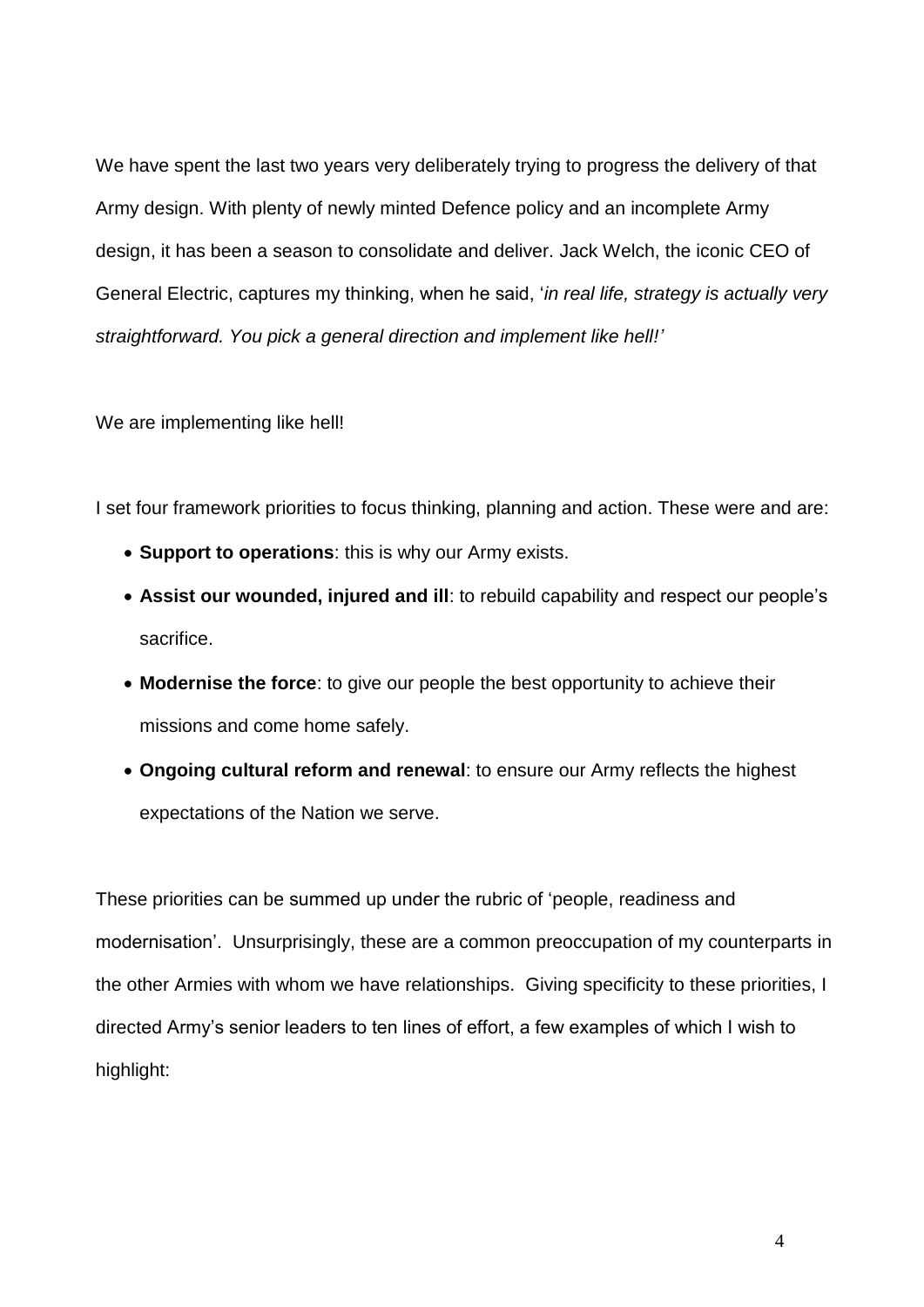We have spent the last two years very deliberately trying to progress the delivery of that Army design. With plenty of newly minted Defence policy and an incomplete Army design, it has been a season to consolidate and deliver. Jack Welch, the iconic CEO of General Electric, captures my thinking, when he said, '*in real life, strategy is actually very straightforward. You pick a general direction and implement like hell!'*

We are implementing like hell!

I set four framework priorities to focus thinking, planning and action. These were and are:

- **Support to operations**: this is why our Army exists.
- **Assist our wounded, injured and ill**: to rebuild capability and respect our people's sacrifice.
- **Modernise the force**: to give our people the best opportunity to achieve their missions and come home safely.
- **Ongoing cultural reform and renewal**: to ensure our Army reflects the highest expectations of the Nation we serve.

These priorities can be summed up under the rubric of 'people, readiness and modernisation'. Unsurprisingly, these are a common preoccupation of my counterparts in the other Armies with whom we have relationships. Giving specificity to these priorities, I directed Army's senior leaders to ten lines of effort, a few examples of which I wish to highlight: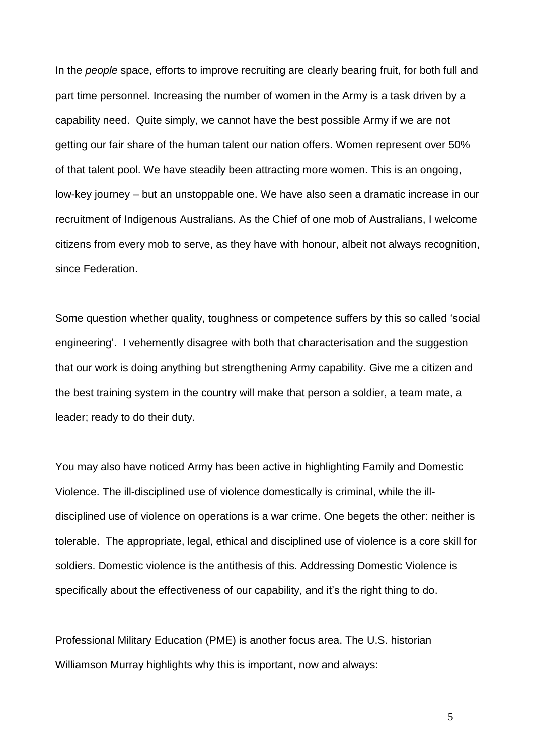In the *people* space, efforts to improve recruiting are clearly bearing fruit, for both full and part time personnel. Increasing the number of women in the Army is a task driven by a capability need. Quite simply, we cannot have the best possible Army if we are not getting our fair share of the human talent our nation offers. Women represent over 50% of that talent pool. We have steadily been attracting more women. This is an ongoing, low-key journey – but an unstoppable one. We have also seen a dramatic increase in our recruitment of Indigenous Australians. As the Chief of one mob of Australians, I welcome citizens from every mob to serve, as they have with honour, albeit not always recognition, since Federation.

Some question whether quality, toughness or competence suffers by this so called 'social engineering'. I vehemently disagree with both that characterisation and the suggestion that our work is doing anything but strengthening Army capability. Give me a citizen and the best training system in the country will make that person a soldier, a team mate, a leader; ready to do their duty.

You may also have noticed Army has been active in highlighting Family and Domestic Violence. The ill-disciplined use of violence domestically is criminal, while the ill-disciplined use of violence on operations is a war crime. One begets the other: neither is tolerable. The appropriate, legal, ethical and disciplined use of violence is a core skill for soldiers. Domestic violence is the antithesis of this. Addressing Domestic Violence is specifically about the effectiveness of our capability, and it's the right thing to do.

Professional Military Education (PME) is another focus area. The U.S. historian Williamson Murray highlights why this is important, now and always: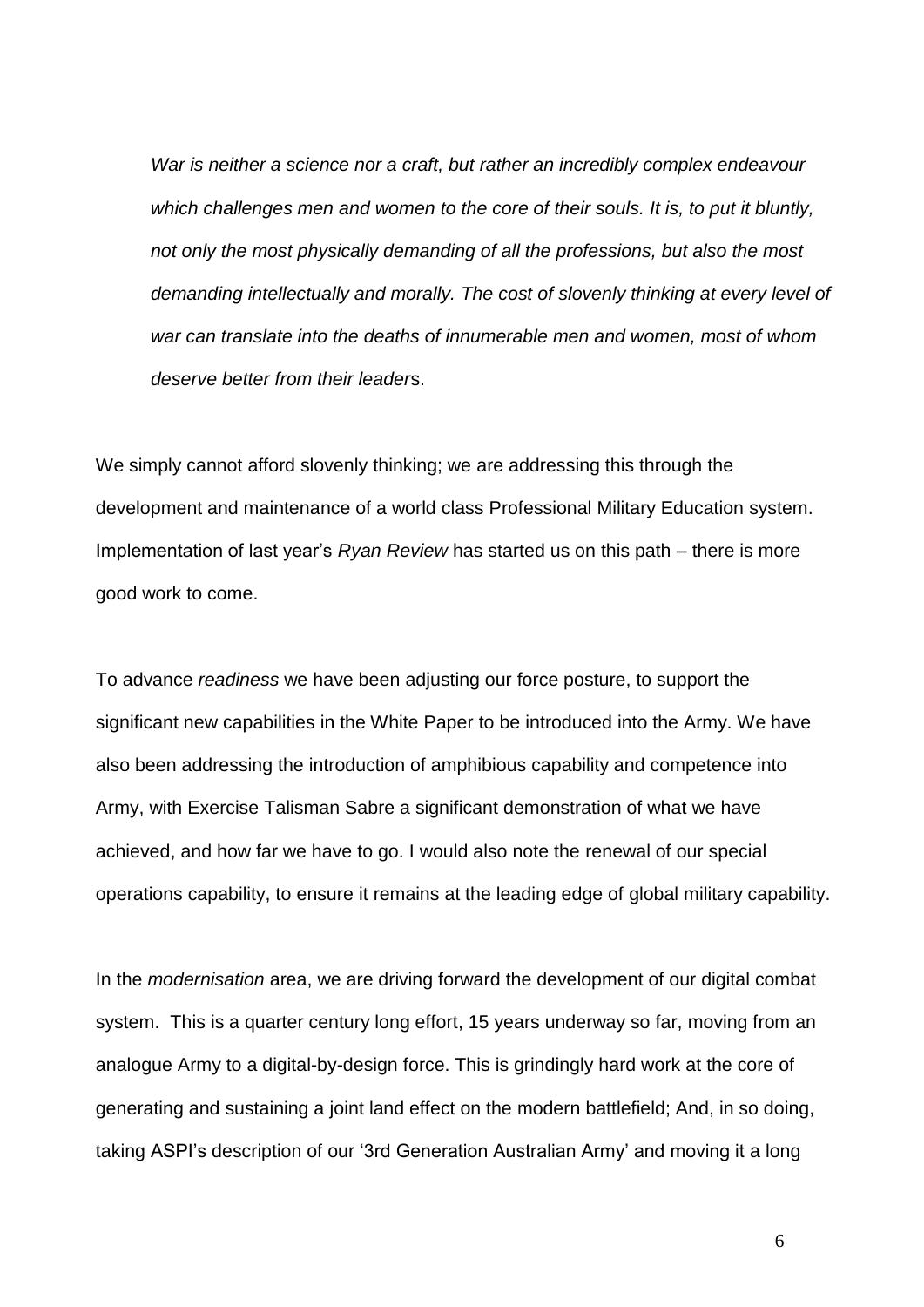*War is neither a science nor a craft, but rather an incredibly complex endeavour which challenges men and women to the core of their souls. It is, to put it bluntly, not only the most physically demanding of all the professions, but also the most demanding intellectually and morally. The cost of slovenly thinking at every level of war can translate into the deaths of innumerable men and women, most of whom deserve better from their leader*s.

We simply cannot afford slovenly thinking; we are addressing this through the development and maintenance of a world class Professional Military Education system. Implementation of last year's *Ryan Review* has started us on this path – there is more good work to come.

To advance *readiness* we have been adjusting our force posture, to support the significant new capabilities in the White Paper to be introduced into the Army. We have also been addressing the introduction of amphibious capability and competence into Army, with Exercise Talisman Sabre a significant demonstration of what we have achieved, and how far we have to go. I would also note the renewal of our special operations capability, to ensure it remains at the leading edge of global military capability.

In the *modernisation* area, we are driving forward the development of our digital combat system. This is a quarter century long effort, 15 years underway so far, moving from an analogue Army to a digital-by-design force. This is grindingly hard work at the core of generating and sustaining a joint land effect on the modern battlefield; And, in so doing, taking ASPI's description of our '3rd Generation Australian Army' and moving it a long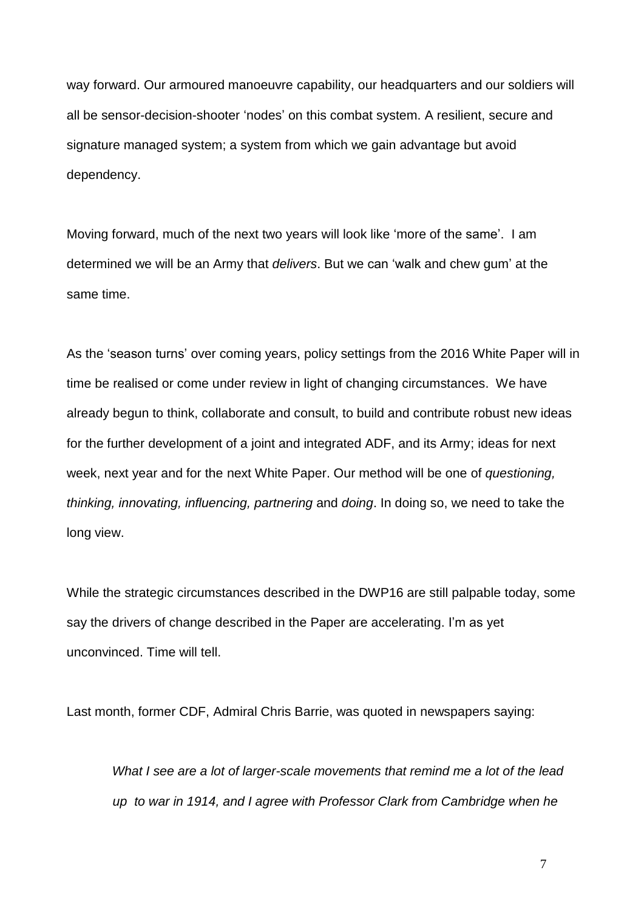way forward. Our armoured manoeuvre capability, our headquarters and our soldiers will all be sensor-decision-shooter 'nodes' on this combat system. A resilient, secure and signature managed system; a system from which we gain advantage but avoid dependency.

Moving forward, much of the next two years will look like 'more of the same'. I am determined we will be an Army that *delivers*. But we can 'walk and chew gum' at the same time.

As the 'season turns' over coming years, policy settings from the 2016 White Paper will in time be realised or come under review in light of changing circumstances. We have already begun to think, collaborate and consult, to build and contribute robust new ideas for the further development of a joint and integrated ADF, and its Army; ideas for next week, next year and for the next White Paper. Our method will be one of *questioning, thinking, innovating, influencing, partnering* and *doing*. In doing so, we need to take the long view.

While the strategic circumstances described in the DWP16 are still palpable today, some say the drivers of change described in the Paper are accelerating. I'm as yet unconvinced. Time will tell.

Last month, former CDF, Admiral Chris Barrie, was quoted in newspapers saying:

> *What I see are a lot of larger-scale movements that remind me a lot of the lead up to war in 1914, and I agree with Professor Clark from Cambridge when he*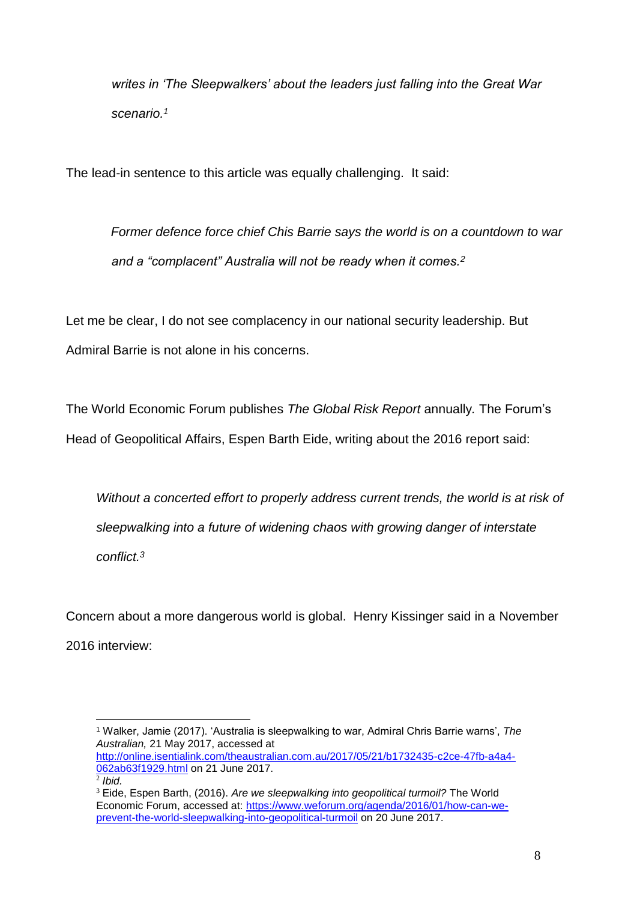> *writes in 'The Sleepwalkers' about the leaders just falling into the Great War scenario.*[1]

The lead-in sentence to this article was equally challenging. It said:

> *Former defence force chief Chis Barrie says the world is on a countdown to war and a "complacent" Australia will not be ready when it comes.*[2]

Let me be clear, I do not see complacency in our national security leadership. But Admiral Barrie is not alone in his concerns.

The World Economic Forum publishes *The Global Risk Report* annually. The Forum's Head of Geopolitical Affairs, Espen Barth Eide, writing about the 2016 report said:

> *Without a concerted effort to properly address current trends, the world is at risk of sleepwalking into a future of widening chaos with growing danger of interstate conflict.*[3]

Concern about a more dangerous world is global. Henry Kissinger said in a November 2016 interview:

---

[1] Walker, Jamie (2017). 'Australia is sleepwalking to war, Admiral Chris Barrie warns', *The Australian,* 21 May 2017, accessed at http://online.isentialink.com/theaustralian.com.au/2017/05/21/b1732435-c2ce-47fb-a4a4-062ab63f1929.html on 21 June 2017.

[2] *Ibid.*

[3] Eide, Espen Barth, (2016). *Are we sleepwalking into geopolitical turmoil?* The World Economic Forum, accessed at: https://www.weforum.org/agenda/2016/01/how-can-we-prevent-the-world-sleepwalking-into-geopolitical-turmoil on 20 June 2017.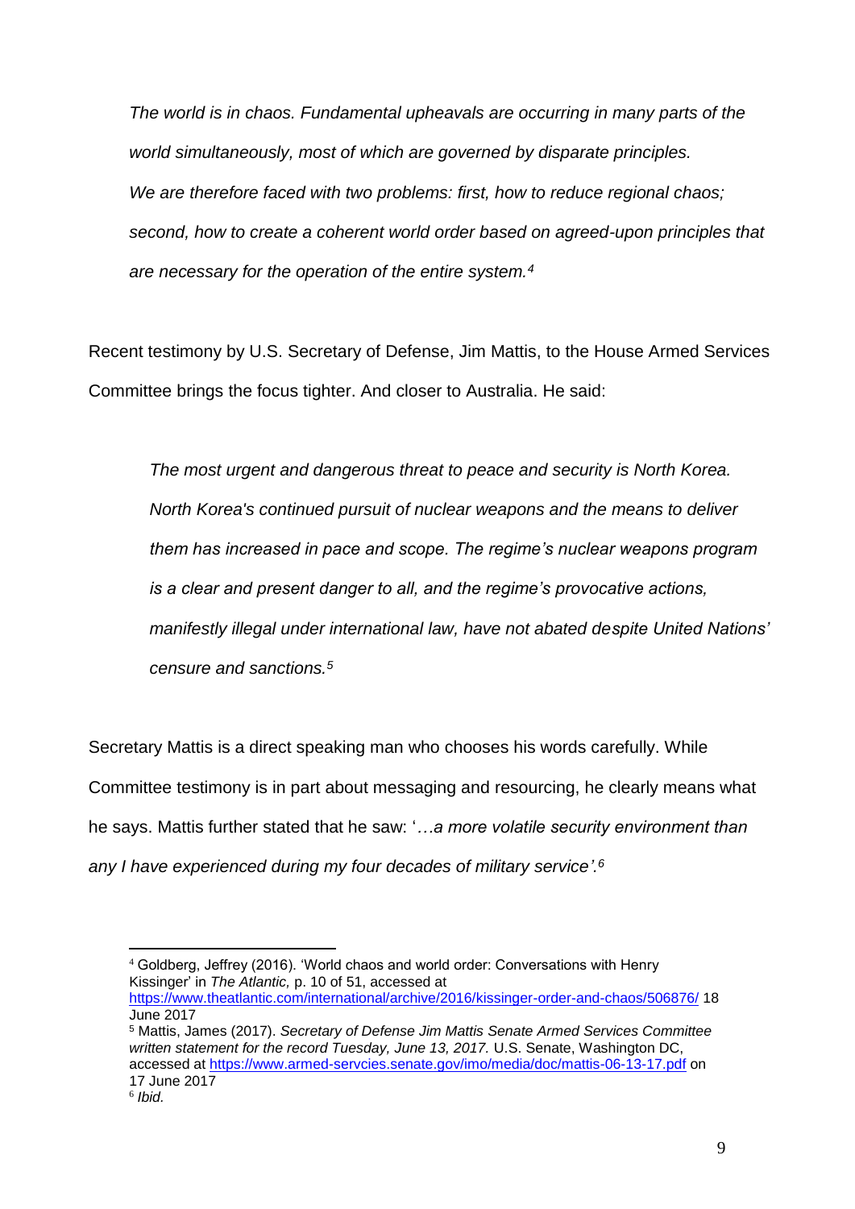> *The world is in chaos. Fundamental upheavals are occurring in many parts of the world simultaneously, most of which are governed by disparate principles. We are therefore faced with two problems: first, how to reduce regional chaos; second, how to create a coherent world order based on agreed-upon principles that are necessary for the operation of the entire system.*[4]

Recent testimony by U.S. Secretary of Defense, Jim Mattis, to the House Armed Services Committee brings the focus tighter. And closer to Australia. He said:

> *The most urgent and dangerous threat to peace and security is North Korea. North Korea's continued pursuit of nuclear weapons and the means to deliver them has increased in pace and scope. The regime's nuclear weapons program is a clear and present danger to all, and the regime's provocative actions, manifestly illegal under international law, have not abated despite United Nations' censure and sanctions.*[5]

Secretary Mattis is a direct speaking man who chooses his words carefully. While Committee testimony is in part about messaging and resourcing, he clearly means what he says. Mattis further stated that he saw: '*…a more volatile security environment than any I have experienced during my four decades of military service'.*[6]

---

[4] Goldberg, Jeffrey (2016). 'World chaos and world order: Conversations with Henry Kissinger' in *The Atlantic,* p. 10 of 51, accessed at https://www.theatlantic.com/international/archive/2016/kissinger-order-and-chaos/506876/ 18 June 2017

[5] Mattis, James (2017). *Secretary of Defense Jim Mattis Senate Armed Services Committee written statement for the record Tuesday, June 13, 2017.* U.S. Senate, Washington DC, accessed at https://www.armed-servcies.senate.gov/imo/media/doc/mattis-06-13-17.pdf on 17 June 2017

[6] *Ibid.*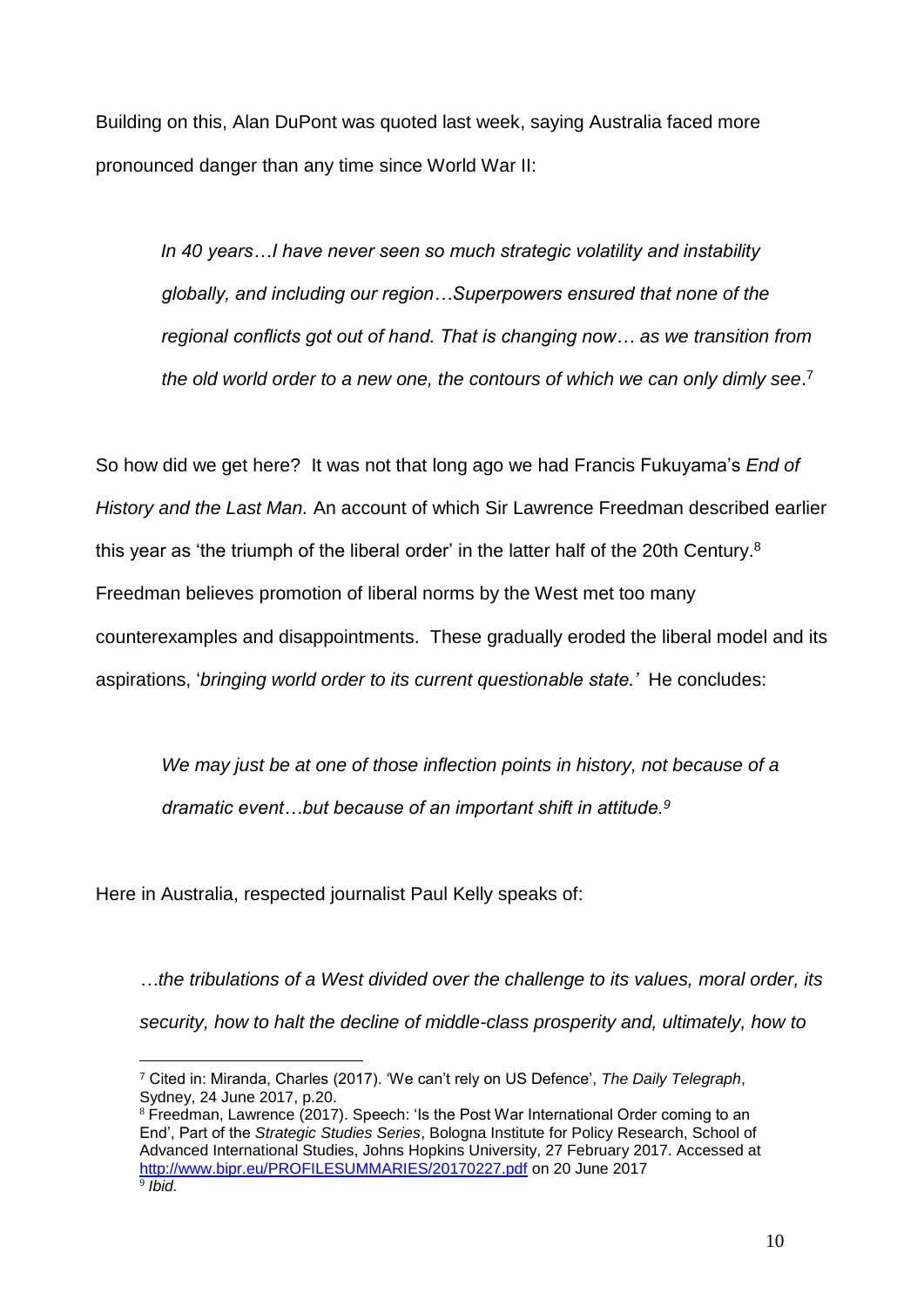Building on this, Alan DuPont was quoted last week, saying Australia faced more pronounced danger than any time since World War II:

> *In 40 years…I have never seen so much strategic volatility and instability globally, and including our region…Superpowers ensured that none of the regional conflicts got out of hand. That is changing now… as we transition from the old world order to a new one, the contours of which we can only dimly see*.[7]

So how did we get here? It was not that long ago we had Francis Fukuyama's *End of History and the Last Man.* An account of which Sir Lawrence Freedman described earlier this year as 'the triumph of the liberal order' in the latter half of the 20th Century.[8] Freedman believes promotion of liberal norms by the West met too many counterexamples and disappointments. These gradually eroded the liberal model and its aspirations, '*bringing world order to its current questionable state.'* He concludes:

> *We may just be at one of those inflection points in history, not because of a dramatic event…but because of an important shift in attitude.*[9]

Here in Australia, respected journalist Paul Kelly speaks of:

*…the tribulations of a West divided over the challenge to its values, moral order, its security, how to halt the decline of middle-class prosperity and, ultimately, how to*

---

[7] Cited in: Miranda, Charles (2017). 'We can't rely on US Defence', *The Daily Telegraph*, Sydney, 24 June 2017, p.20.

[8] Freedman, Lawrence (2017). Speech: 'Is the Post War International Order coming to an End', Part of the *Strategic Studies Series*, Bologna Institute for Policy Research, School of Advanced International Studies, Johns Hopkins University, 27 February 2017. Accessed at http://www.bipr.eu/PROFILESUMMARIES/20170227.pdf on 20 June 2017

[9] *Ibid.*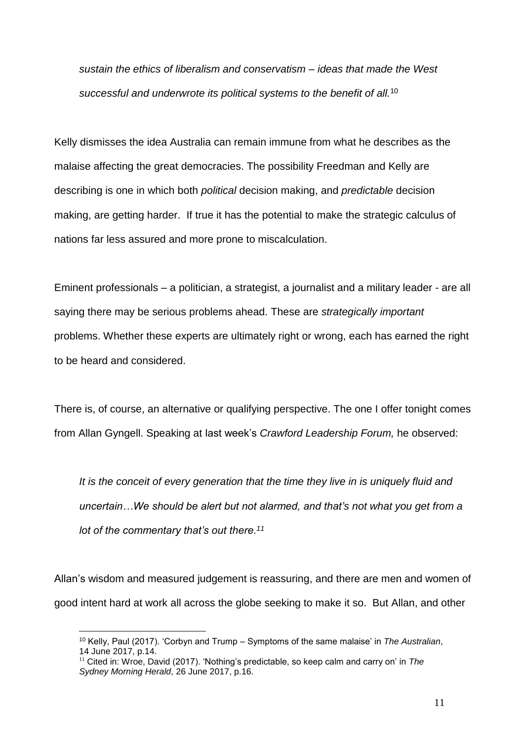*sustain the ethics of liberalism and conservatism – ideas that made the West successful and underwrote its political systems to the benefit of all.*[10]

Kelly dismisses the idea Australia can remain immune from what he describes as the malaise affecting the great democracies. The possibility Freedman and Kelly are describing is one in which both *political* decision making, and *predictable* decision making, are getting harder. If true it has the potential to make the strategic calculus of nations far less assured and more prone to miscalculation.

Eminent professionals – a politician, a strategist, a journalist and a military leader - are all saying there may be serious problems ahead. These are *strategically important* problems. Whether these experts are ultimately right or wrong, each has earned the right to be heard and considered.

There is, of course, an alternative or qualifying perspective. The one I offer tonight comes from Allan Gyngell. Speaking at last week's *Crawford Leadership Forum,* he observed:

*It is the conceit of every generation that the time they live in is uniquely fluid and uncertain…We should be alert but not alarmed, and that's not what you get from a lot of the commentary that's out there.*[11]

Allan's wisdom and measured judgement is reassuring, and there are men and women of good intent hard at work all across the globe seeking to make it so. But Allan, and other

---

[10] Kelly, Paul (2017). 'Corbyn and Trump – Symptoms of the same malaise' in *The Australian*, 14 June 2017, p.14.

[11] Cited in: Wroe, David (2017). 'Nothing's predictable, so keep calm and carry on' in *The Sydney Morning Herald*, 26 June 2017, p.16.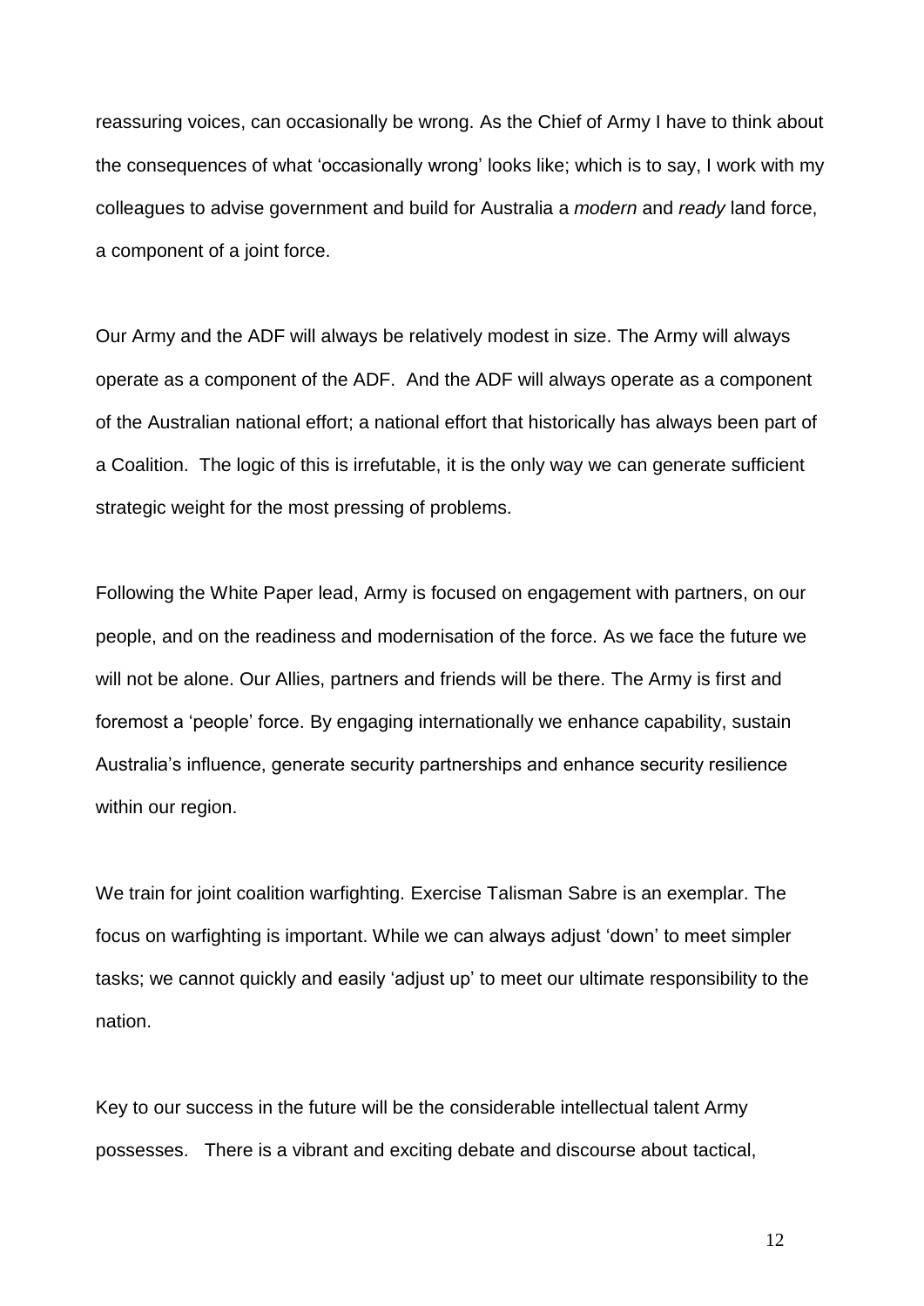reassuring voices, can occasionally be wrong. As the Chief of Army I have to think about the consequences of what 'occasionally wrong' looks like; which is to say, I work with my colleagues to advise government and build for Australia a *modern* and *ready* land force, a component of a joint force.

Our Army and the ADF will always be relatively modest in size. The Army will always operate as a component of the ADF. And the ADF will always operate as a component of the Australian national effort; a national effort that historically has always been part of a Coalition. The logic of this is irrefutable, it is the only way we can generate sufficient strategic weight for the most pressing of problems.

Following the White Paper lead, Army is focused on engagement with partners, on our people, and on the readiness and modernisation of the force. As we face the future we will not be alone. Our Allies, partners and friends will be there. The Army is first and foremost a 'people' force. By engaging internationally we enhance capability, sustain Australia's influence, generate security partnerships and enhance security resilience within our region.

We train for joint coalition warfighting. Exercise Talisman Sabre is an exemplar. The focus on warfighting is important. While we can always adjust 'down' to meet simpler tasks; we cannot quickly and easily 'adjust up' to meet our ultimate responsibility to the nation.

Key to our success in the future will be the considerable intellectual talent Army possesses. There is a vibrant and exciting debate and discourse about tactical,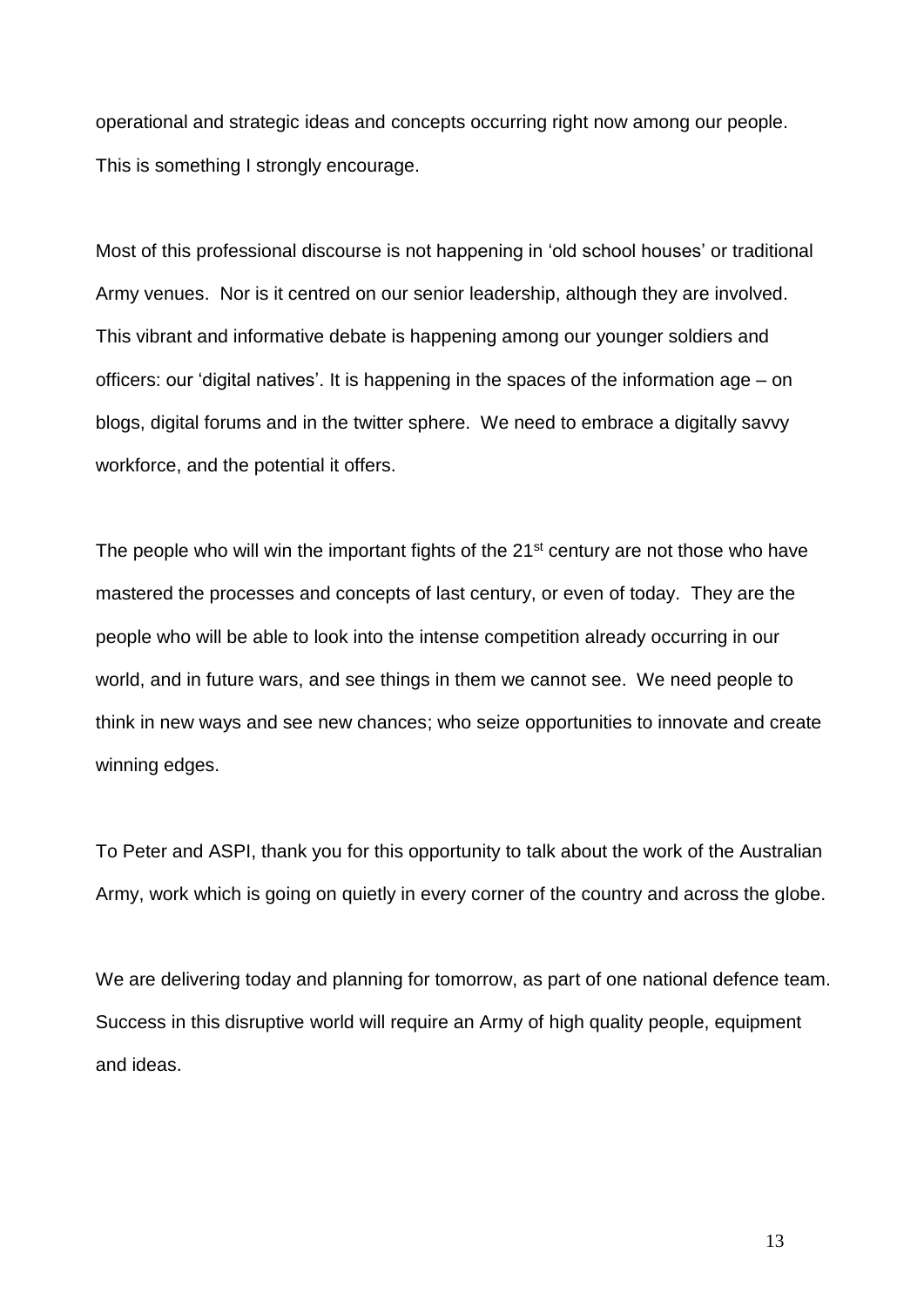operational and strategic ideas and concepts occurring right now among our people. This is something I strongly encourage.

Most of this professional discourse is not happening in 'old school houses' or traditional Army venues. Nor is it centred on our senior leadership, although they are involved. This vibrant and informative debate is happening among our younger soldiers and officers: our 'digital natives'. It is happening in the spaces of the information age – on blogs, digital forums and in the twitter sphere. We need to embrace a digitally savvy workforce, and the potential it offers.

The people who will win the important fights of the 21st century are not those who have mastered the processes and concepts of last century, or even of today. They are the people who will be able to look into the intense competition already occurring in our world, and in future wars, and see things in them we cannot see. We need people to think in new ways and see new chances; who seize opportunities to innovate and create winning edges.

To Peter and ASPI, thank you for this opportunity to talk about the work of the Australian Army, work which is going on quietly in every corner of the country and across the globe.

We are delivering today and planning for tomorrow, as part of one national defence team. Success in this disruptive world will require an Army of high quality people, equipment and ideas.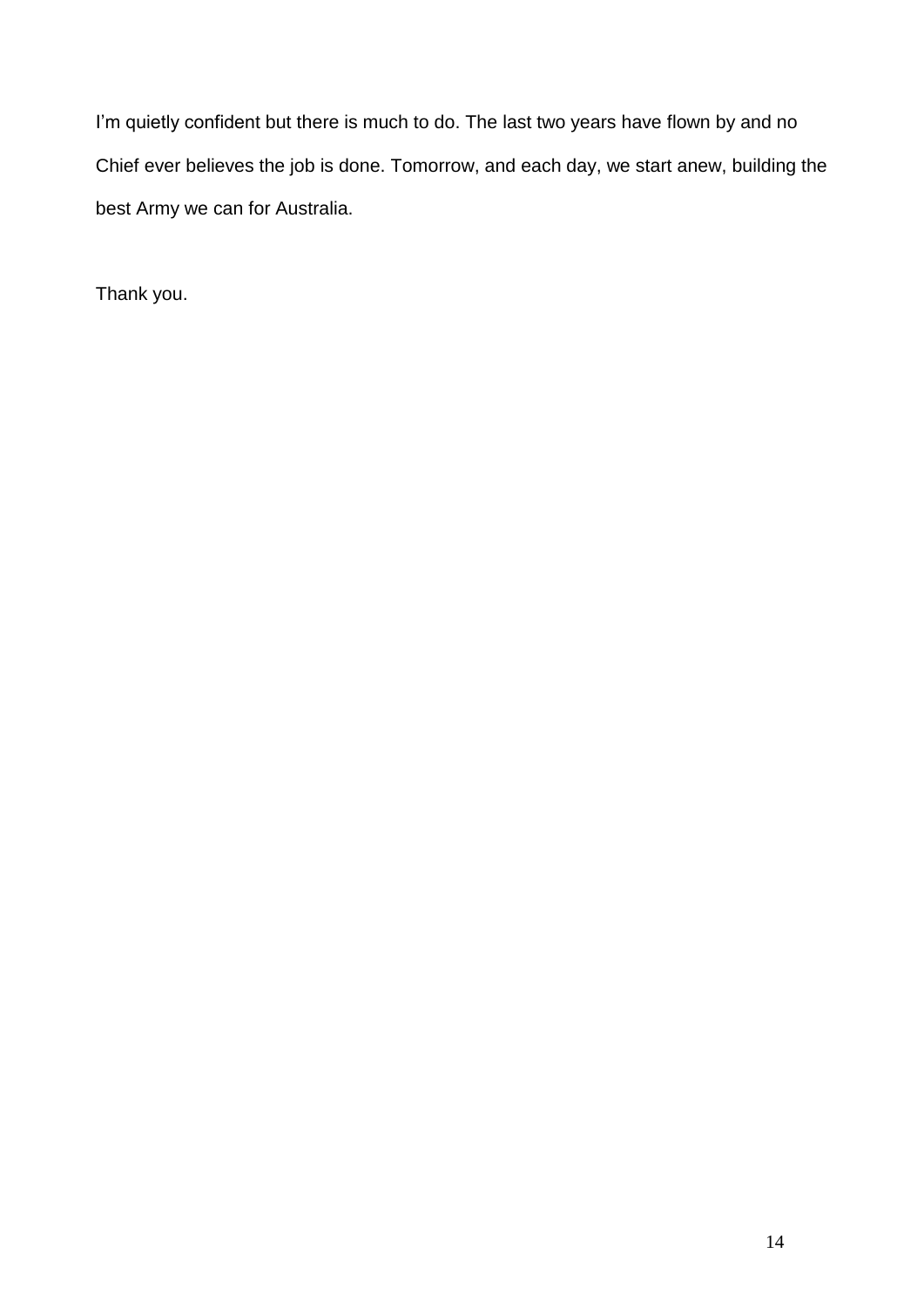I'm quietly confident but there is much to do. The last two years have flown by and no Chief ever believes the job is done. Tomorrow, and each day, we start anew, building the best Army we can for Australia.

Thank you.